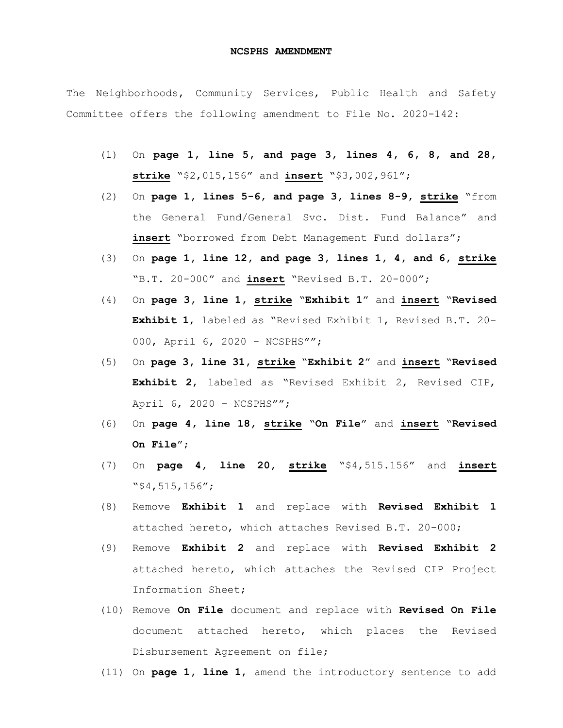**NCSPHS AMENDMENT**

The Neighborhoods, Community Services, Public Health and Safety Committee offers the following amendment to File No. 2020-142:

(1) On **page 1, line 5, and page 3, lines 4, 6, 8, and 28, <u>strike</u>** "$2,015,156" and **<u>insert</u>** "$3,002,961";

(2) On **page 1, lines 5-6, and page 3, lines 8-9, <u>strike</u>** "from the General Fund/General Svc. Dist. Fund Balance" and **<u>insert</u>** "borrowed from Debt Management Fund dollars";

(3) On **page 1, line 12, and page 3, lines 1, 4, and 6, <u>strike</u>** "B.T. 20-000" and **<u>insert</u>** "Revised B.T. 20-000";

(4) On **page 3, line 1, <u>strike</u>** "**Exhibit 1**" and **<u>insert</u>** "**Revised Exhibit 1**, labeled as "Revised Exhibit 1, Revised B.T. 20-000, April 6, 2020 – NCSPHS"";

(5) On **page 3, line 31, <u>strike</u>** "**Exhibit 2**" and **<u>insert</u>** "**Revised Exhibit 2**, labeled as "Revised Exhibit 2, Revised CIP, April 6, 2020 – NCSPHS"";

(6) On **page 4, line 18, <u>strike</u>** "**On File**" and **<u>insert</u>** "**Revised On File**";

(7) On **page 4, line 20, <u>strike</u>** "$4,515.156" and **<u>insert</u>** "$4,515,156";

(8) Remove **Exhibit 1** and replace with **Revised Exhibit 1** attached hereto, which attaches Revised B.T. 20-000;

(9) Remove **Exhibit 2** and replace with **Revised Exhibit 2** attached hereto, which attaches the Revised CIP Project Information Sheet;

(10) Remove **On File** document and replace with **Revised On File** document attached hereto, which places the Revised Disbursement Agreement on file;

(11) On **page 1, line 1**, amend the introductory sentence to add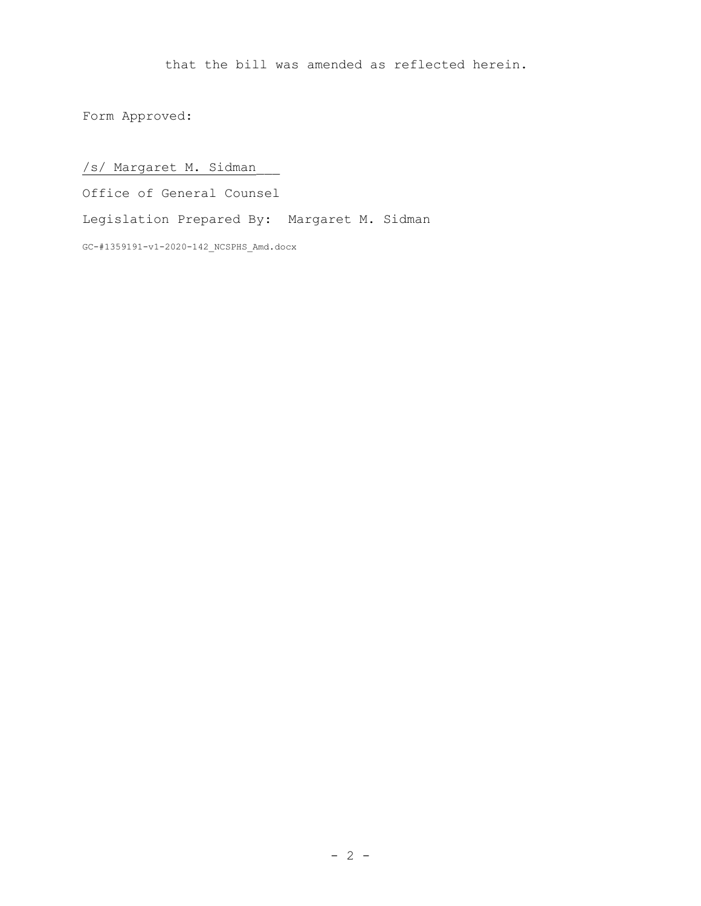that the bill was amended as reflected herein.

Form Approved:

/s/ Margaret M. Sidman___

Office of General Counsel

Legislation Prepared By: Margaret M. Sidman

GC-#1359191-v1-2020-142_NCSPHS_Amd.docx